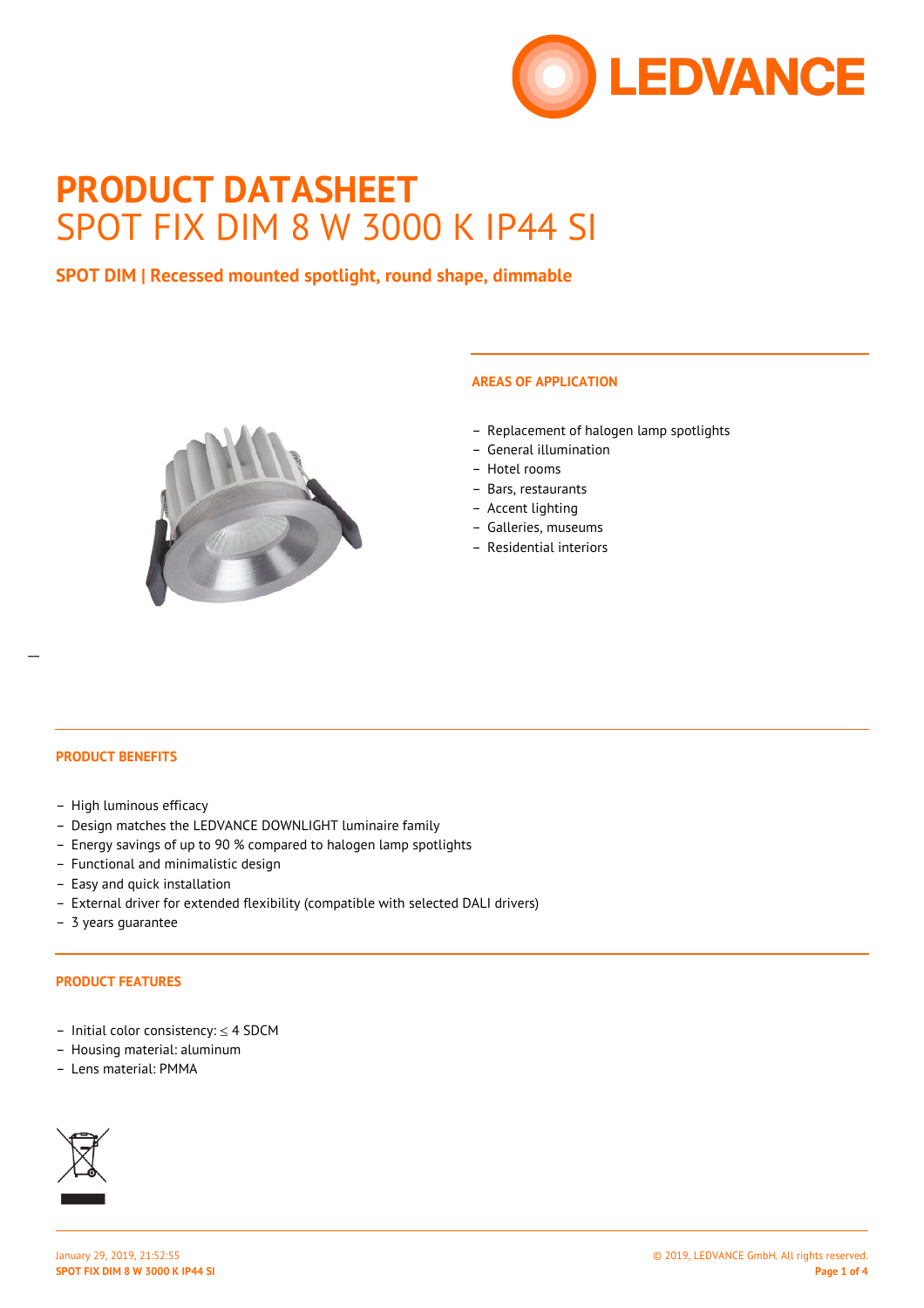# PRODUCT DATASHEET

## SPOT FIX DIM 8 W 3000 K IP44 SI

**SPOT DIM | Recessed mounted spotlight, round shape, dimmable**

### AREAS OF APPLICATION

- Replacement of halogen lamp spotlights
- General illumination
- Hotel rooms
- Bars, restaurants
- Accent lighting
- Galleries, museums
- Residential interiors

### PRODUCT BENEFITS

- High luminous efficacy
- Design matches the LEDVANCE DOWNLIGHT luminaire family
- Energy savings of up to 90 % compared to halogen lamp spotlights
- Functional and minimalistic design
- Easy and quick installation
- External driver for extended flexibility (compatible with selected DALI drivers)
- 3 years guarantee

### PRODUCT FEATURES

- Initial color consistency: ≤ 4 SDCM
- Housing material: aluminum
- Lens material: PMMA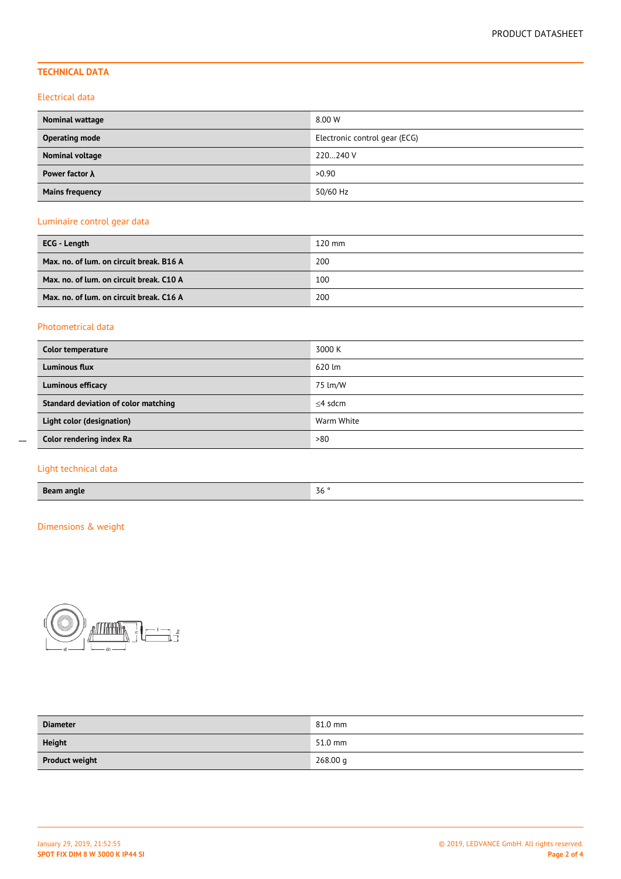## TECHNICAL DATA

### Electrical data

| | |
|---|---|
| **Nominal wattage** | 8.00 W |
| **Operating mode** | Electronic control gear (ECG) |
| **Nominal voltage** | 220…240 V |
| **Power factor λ** | >0.90 |
| **Mains frequency** | 50/60 Hz |

### Luminaire control gear data

| | |
|---|---|
| **ECG - Length** | 120 mm |
| **Max. no. of lum. on circuit break. B16 A** | 200 |
| **Max. no. of lum. on circuit break. C10 A** | 100 |
| **Max. no. of lum. on circuit break. C16 A** | 200 |

### Photometrical data

| | |
|---|---|
| **Color temperature** | 3000 K |
| **Luminous flux** | 620 lm |
| **Luminous efficacy** | 75 lm/W |
| **Standard deviation of color matching** | ≤4 sdcm |
| **Light color (designation)** | Warm White |
| **Color rendering index Ra** | >80 |

### Light technical data

| | |
|---|---|
| **Beam angle** | 36 ° |

### Dimensions & weight

| | |
|---|---|
| **Diameter** | 81.0 mm |
| **Height** | 51.0 mm |
| **Product weight** | 268.00 g |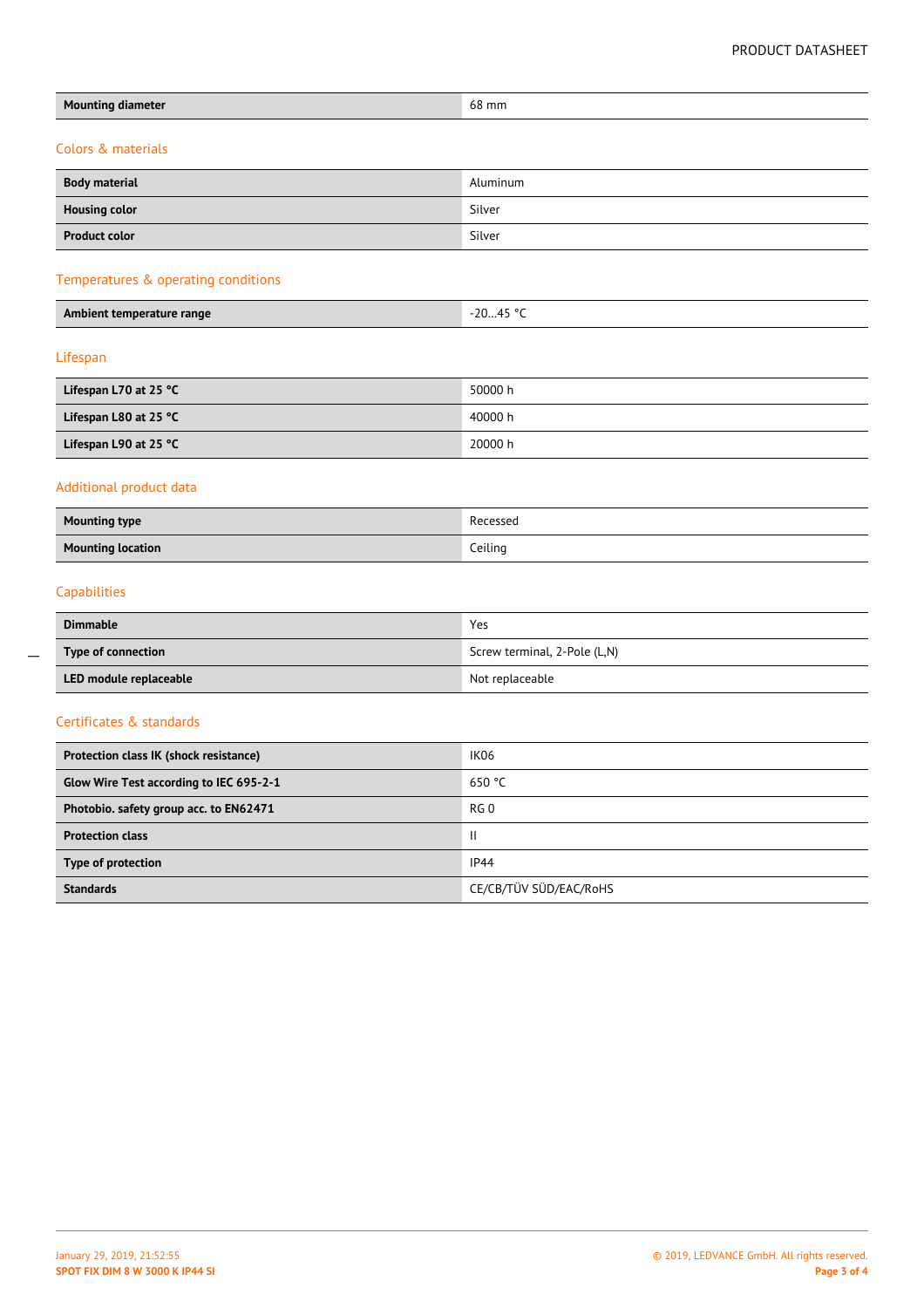| Mounting diameter | 68 mm |
|---|---|

## Colors & materials

| Body material | Aluminum |
|---|---|
| Housing color | Silver |
| Product color | Silver |

## Temperatures & operating conditions

| Ambient temperature range | -20…45 °C |
|---|---|

## Lifespan

| Lifespan L70 at 25 °C | 50000 h |
|---|---|
| Lifespan L80 at 25 °C | 40000 h |
| Lifespan L90 at 25 °C | 20000 h |

## Additional product data

| Mounting type | Recessed |
|---|---|
| Mounting location | Ceiling |

## Capabilities

| Dimmable | Yes |
|---|---|
| Type of connection | Screw terminal, 2-Pole (L,N) |
| LED module replaceable | Not replaceable |

## Certificates & standards

| Protection class IK (shock resistance) | IK06 |
|---|---|
| Glow Wire Test according to IEC 695-2-1 | 650 °C |
| Photobio. safety group acc. to EN62471 | RG 0 |
| Protection class | II |
| Type of protection | IP44 |
| Standards | CE/CB/TÜV SÜD/EAC/RoHS |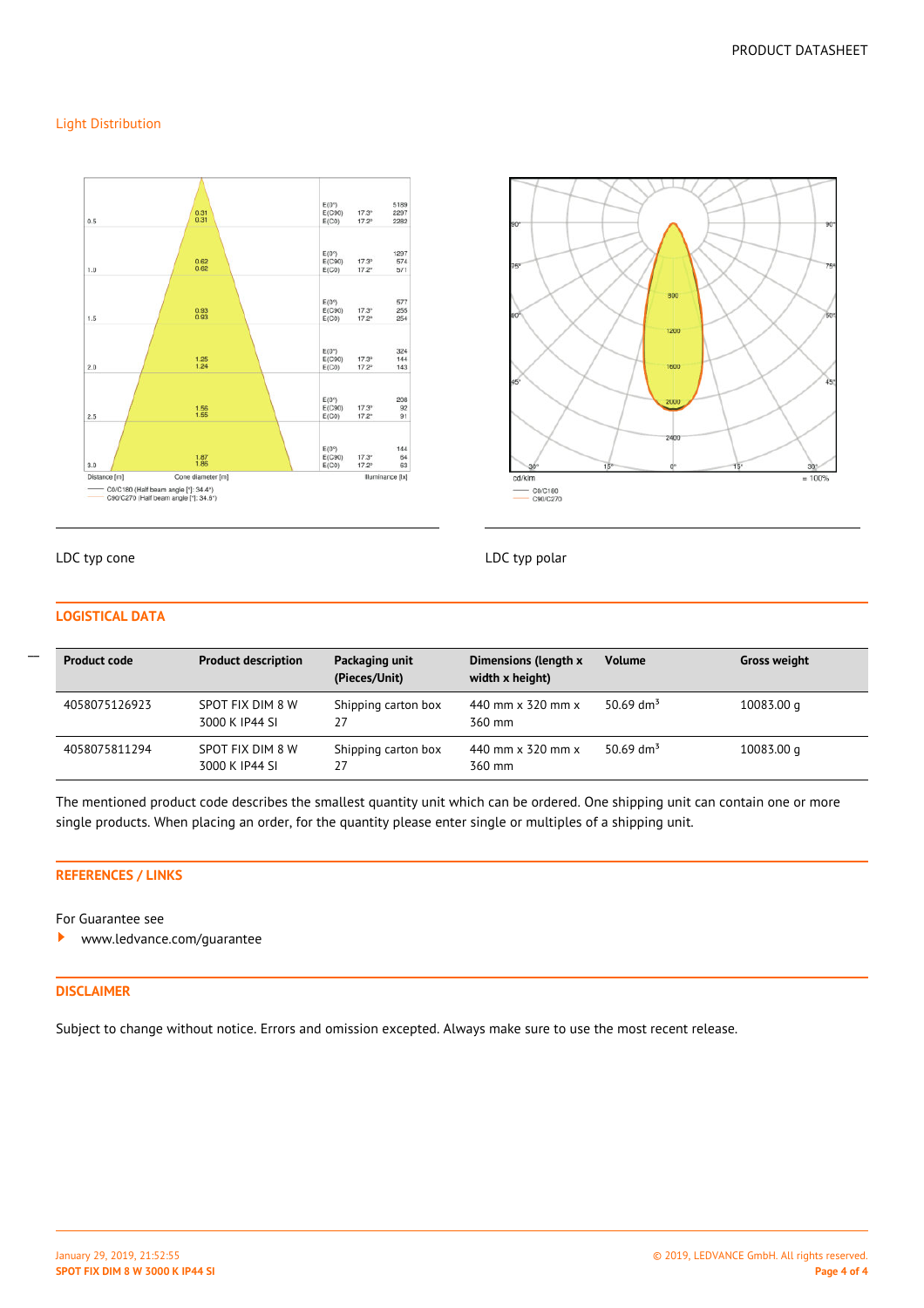## Light Distribution

0.5
0.31
0.31
E(0°) 5189
E(C90) 17.3° 2297
E(C0) 17.2° 2282

1.0
0.62
0.62
E(0°) 1297
E(C90) 17.3° 574
E(C0) 17.2° 571

1.5
0.93
0.93
E(0°) 577
E(C90) 17.3° 255
E(C0) 17.2° 254

2.0
1.25
1.24
E(0°) 324
E(C90) 17.3° 144
E(C0) 17.2° 143

2.5
1.56
1.55
E(0°) 208
E(C90) 17.3° 92
E(C0) 17.2° 91

3.0
1.87
1.86
E(0°) 144
E(C90) 17.3° 64
E(C0) 17.2° 63

Distance [m] Cone diameter [m] Illuminance [lx]

C0/C180 (Half beam angle [°]: 34.4°)
C90/C270 (Half beam angle [°]: 34.5°)

LDC typ cone

90° 75° 60° 45° 30° 15° 0° 15° 30° 45° 60° 75° 90°
800
1200
1600
2000
2400
cd/klm = 100%
C0/C180
C90/C270

LDC typ polar

## LOGISTICAL DATA

| Product code | Product description | Packaging unit (Pieces/Unit) | Dimensions (length x width x height) | Volume | Gross weight |
|---|---|---|---|---|---|
| 4058075126923 | SPOT FIX DIM 8 W 3000 K IP44 SI | Shipping carton box 27 | 440 mm x 320 mm x 360 mm | 50.69 dm³ | 10083.00 g |
| 4058075811294 | SPOT FIX DIM 8 W 3000 K IP44 SI | Shipping carton box 27 | 440 mm x 320 mm x 360 mm | 50.69 dm³ | 10083.00 g |

The mentioned product code describes the smallest quantity unit which can be ordered. One shipping unit can contain one or more single products. When placing an order, for the quantity please enter single or multiples of a shipping unit.

## REFERENCES / LINKS

For Guarantee see

- www.ledvance.com/guarantee

## DISCLAIMER

Subject to change without notice. Errors and omission excepted. Always make sure to use the most recent release.